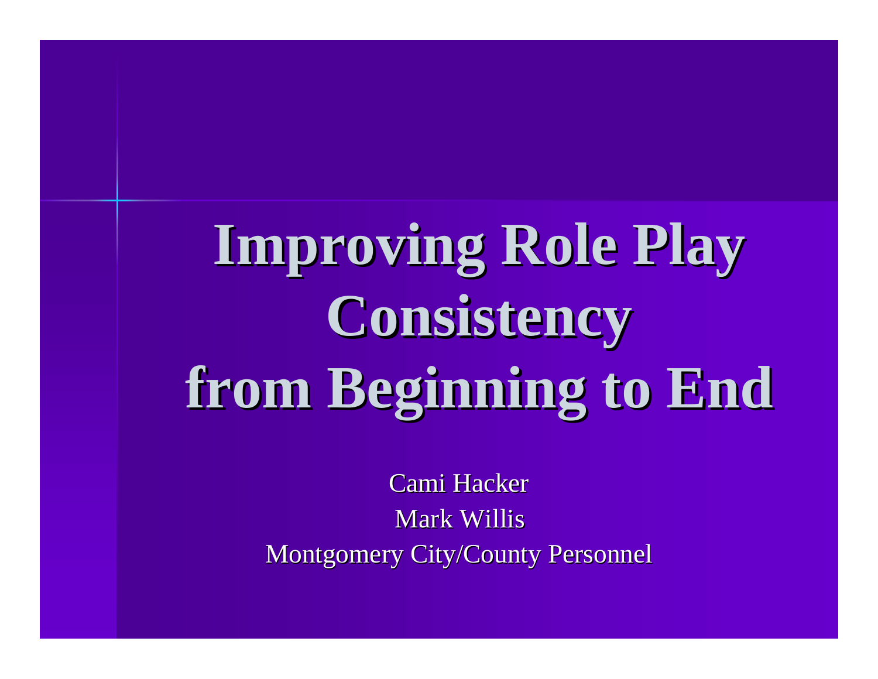# Improving Role Play Consistency from Beginning to End

Cami Hacker

Mark Willis

Montgomery City/County Personnel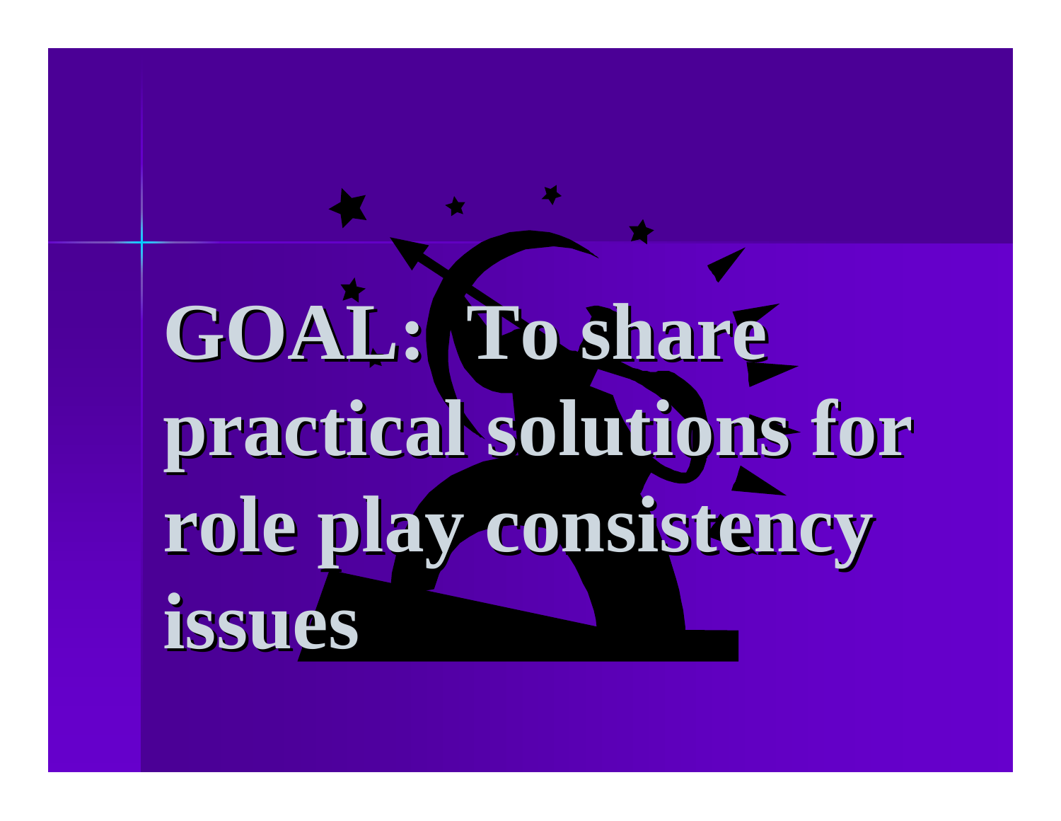# GOAL: To share practical solutions for role play consistency issues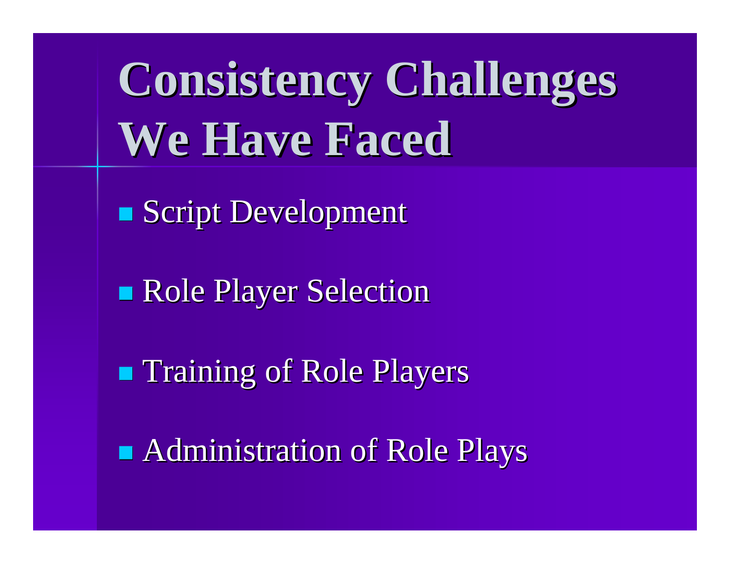# Consistency Challenges We Have Faced

- Script Development
- Role Player Selection
- Training of Role Players
- Administration of Role Plays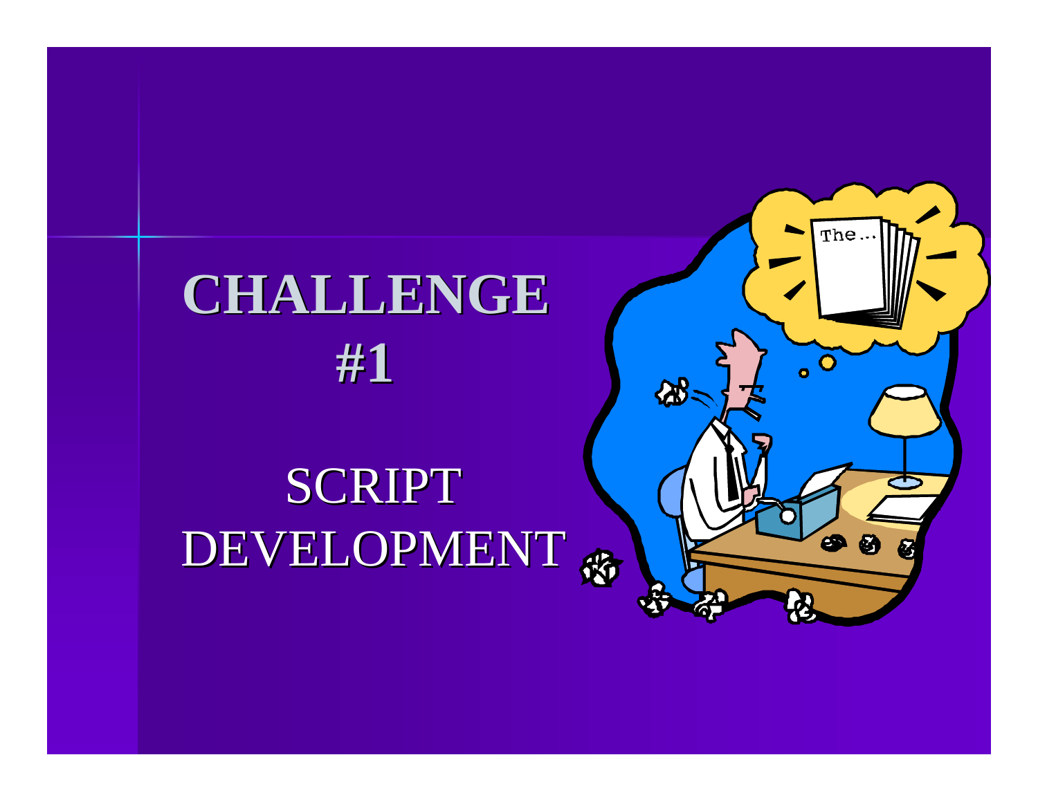# CHALLENGE #1

SCRIPT DEVELOPMENT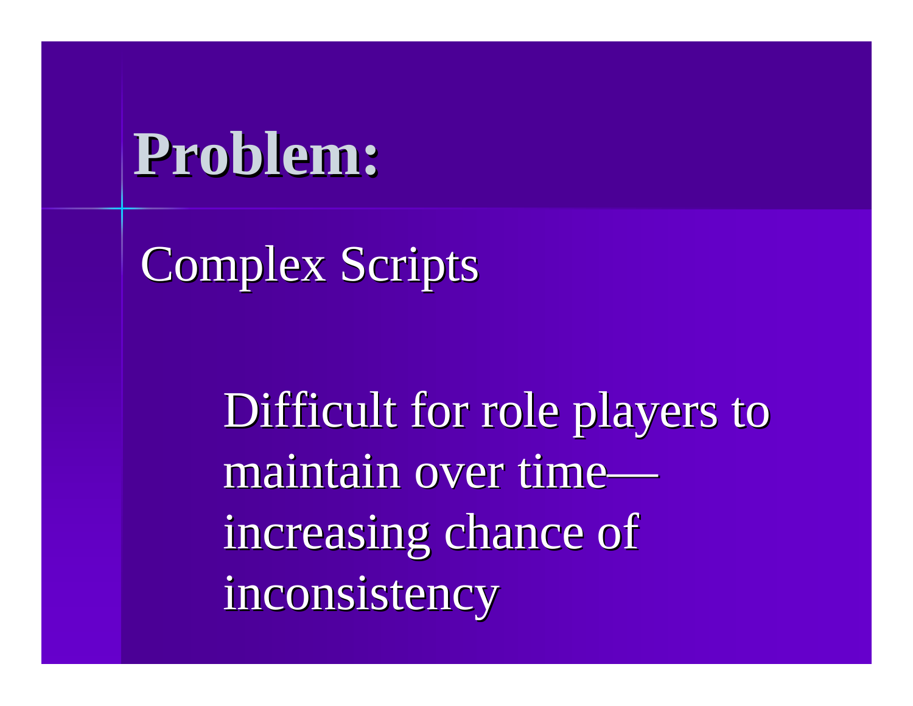# Problem:

Complex Scripts

Difficult for role players to maintain over time—increasing chance of inconsistency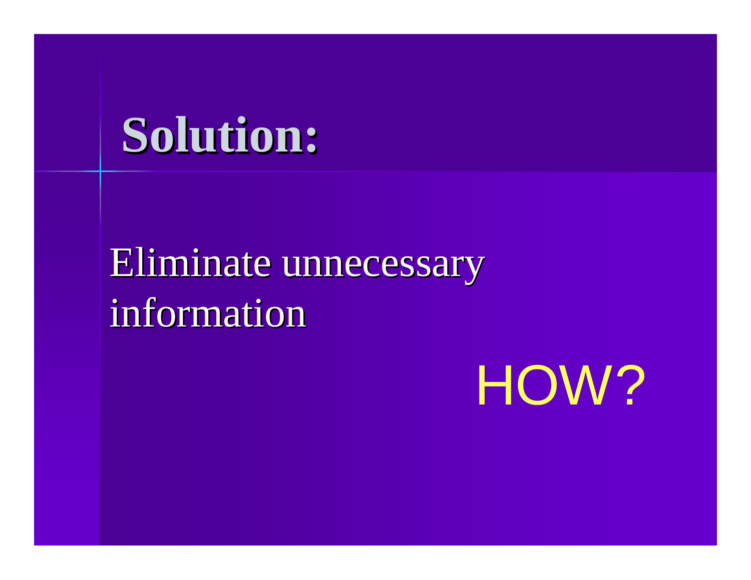# Solution:

Eliminate unnecessary information

HOW?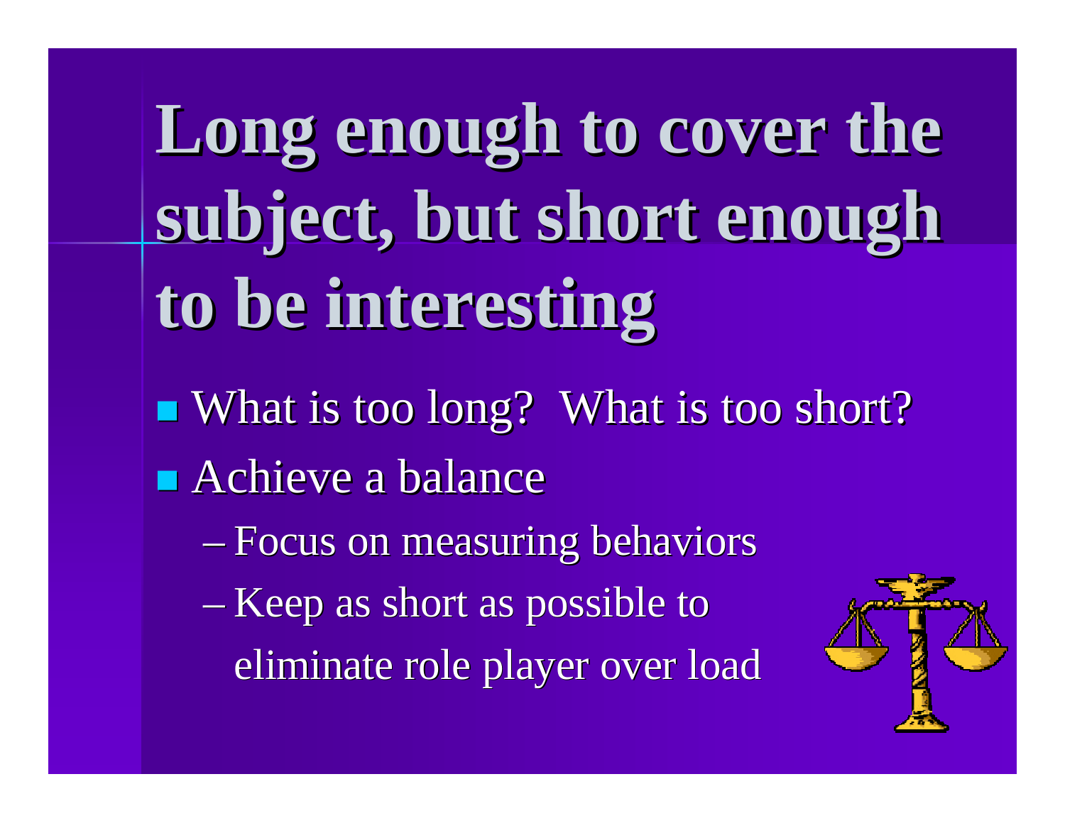# Long enough to cover the subject, but short enough to be interesting

- What is too long? What is too short?
- Achieve a balance
  - Focus on measuring behaviors
  - Keep as short as possible to eliminate role player over load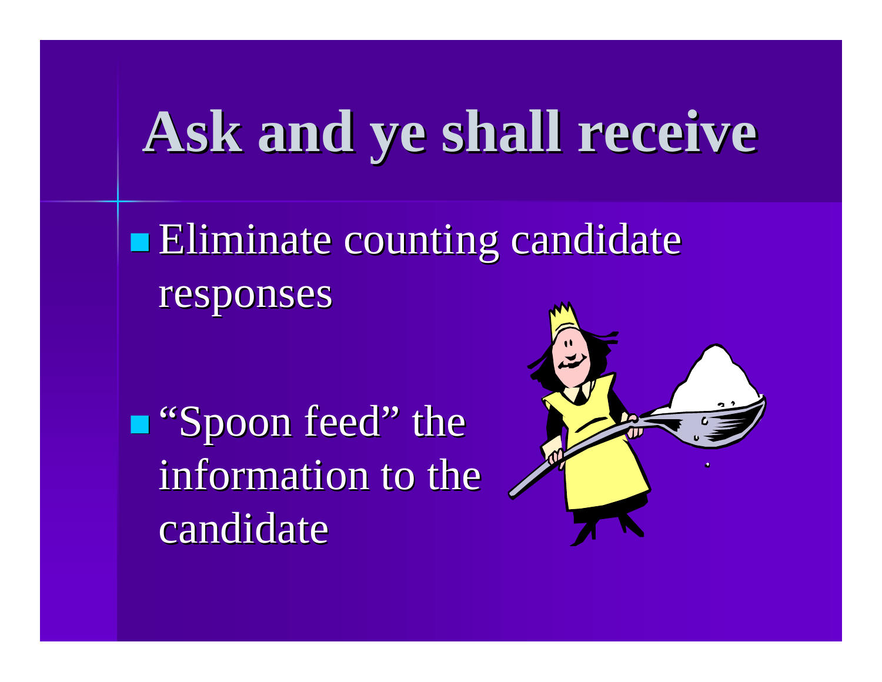# Ask and ye shall receive

- Eliminate counting candidate responses
- "Spoon feed" the information to the candidate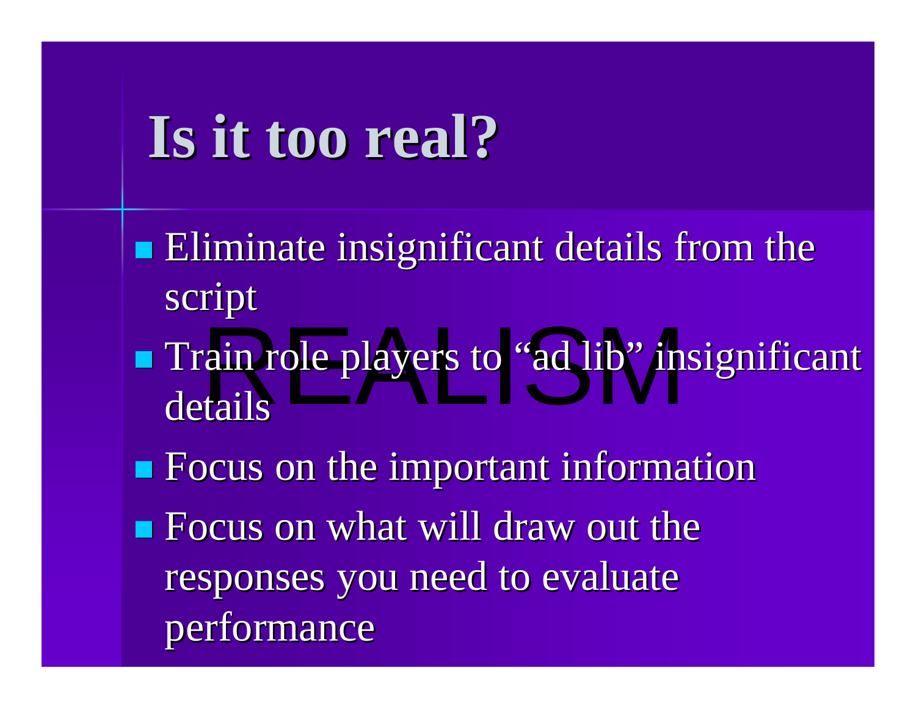# Is it too real?

- Eliminate insignificant details from the script
- Train role players to "ad lib" insignificant details
- Focus on the important information
- Focus on what will draw out the responses you need to evaluate performance

REALISM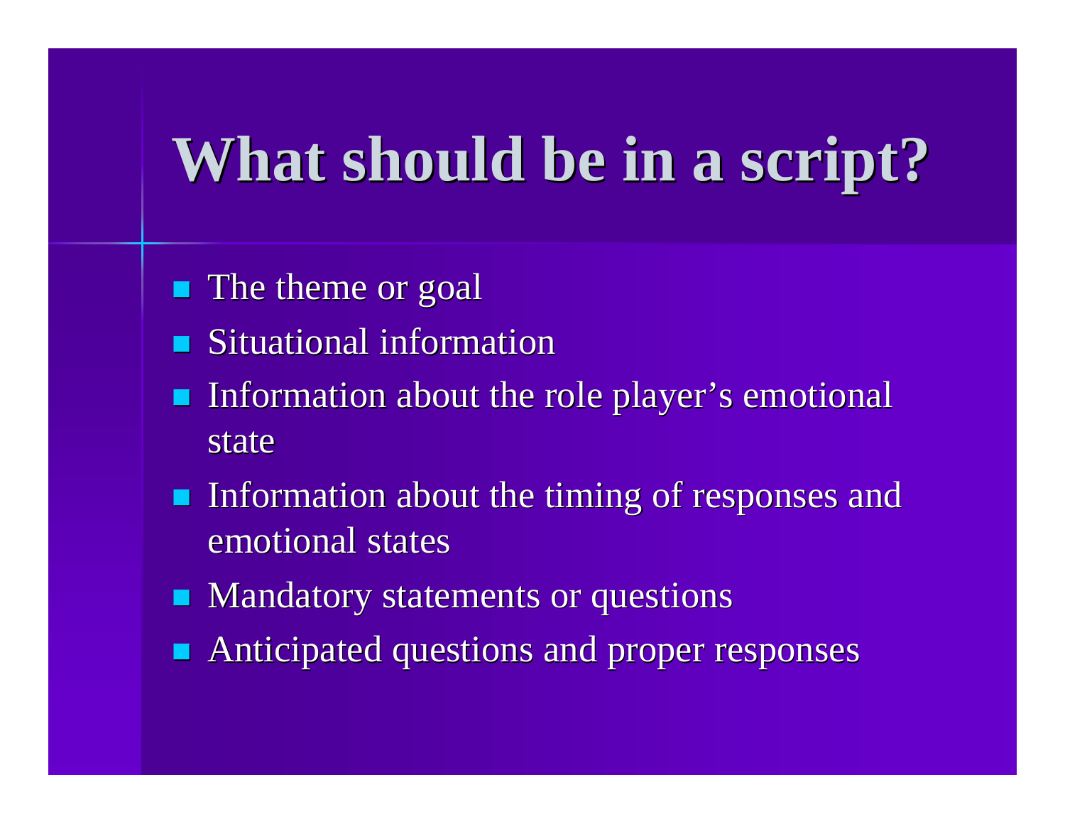# What should be in a script?

- The theme or goal
- Situational information
- Information about the role player's emotional state
- Information about the timing of responses and emotional states
- Mandatory statements or questions
- Anticipated questions and proper responses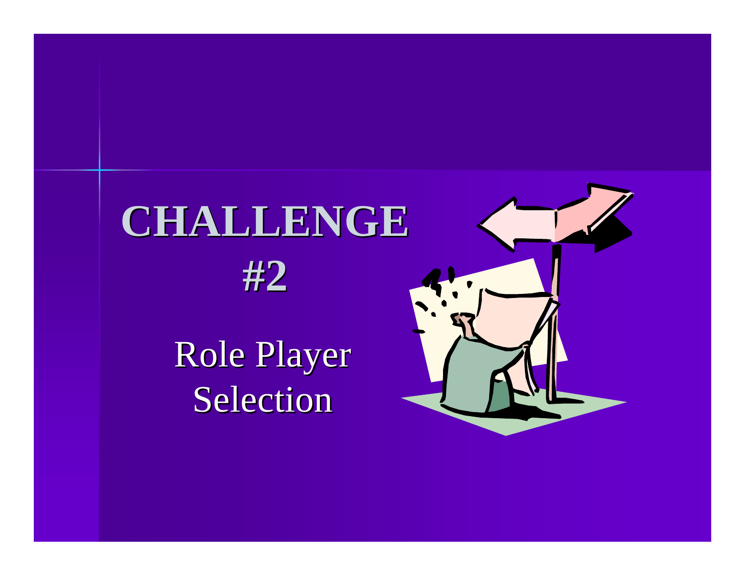# CHALLENGE #2

Role Player Selection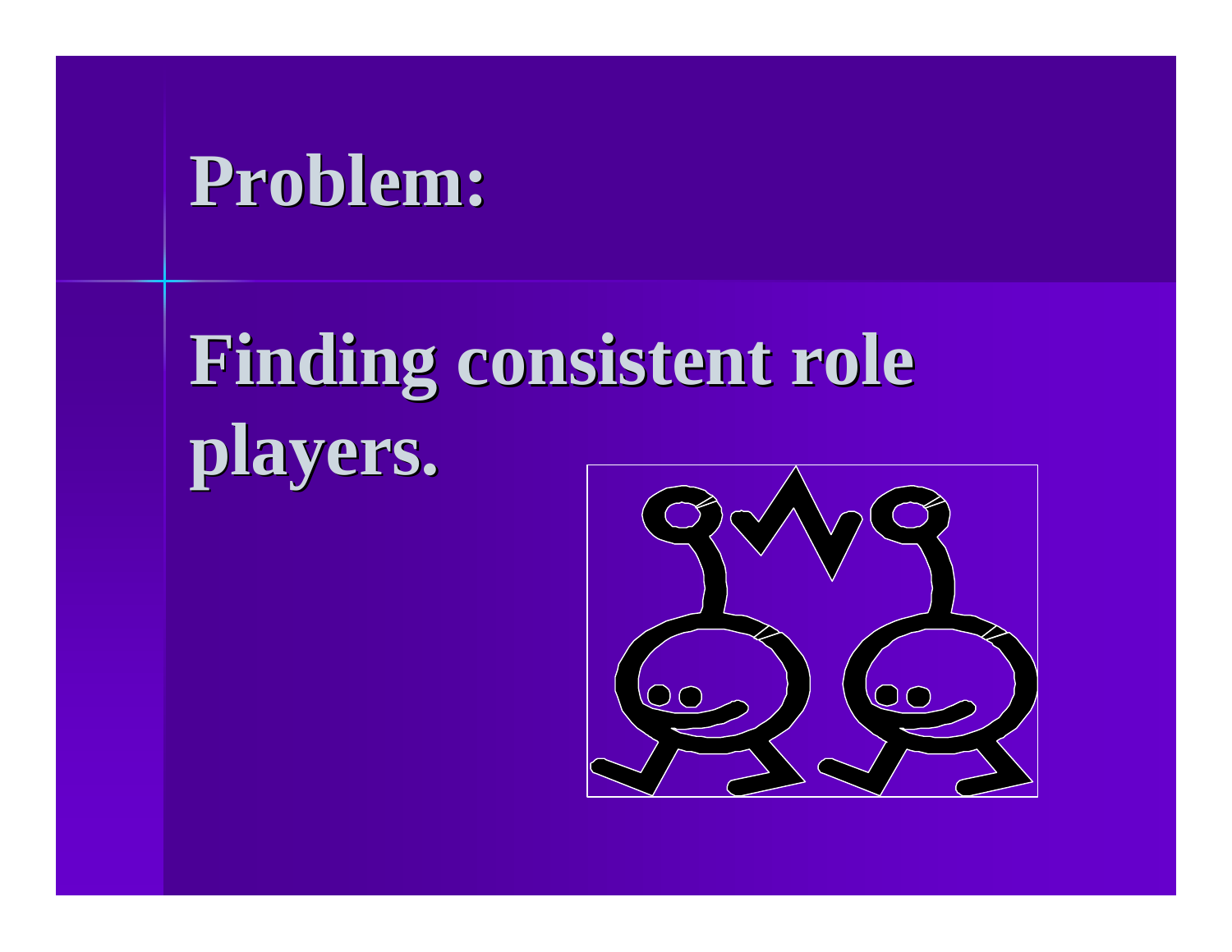# Problem:

Finding consistent role players.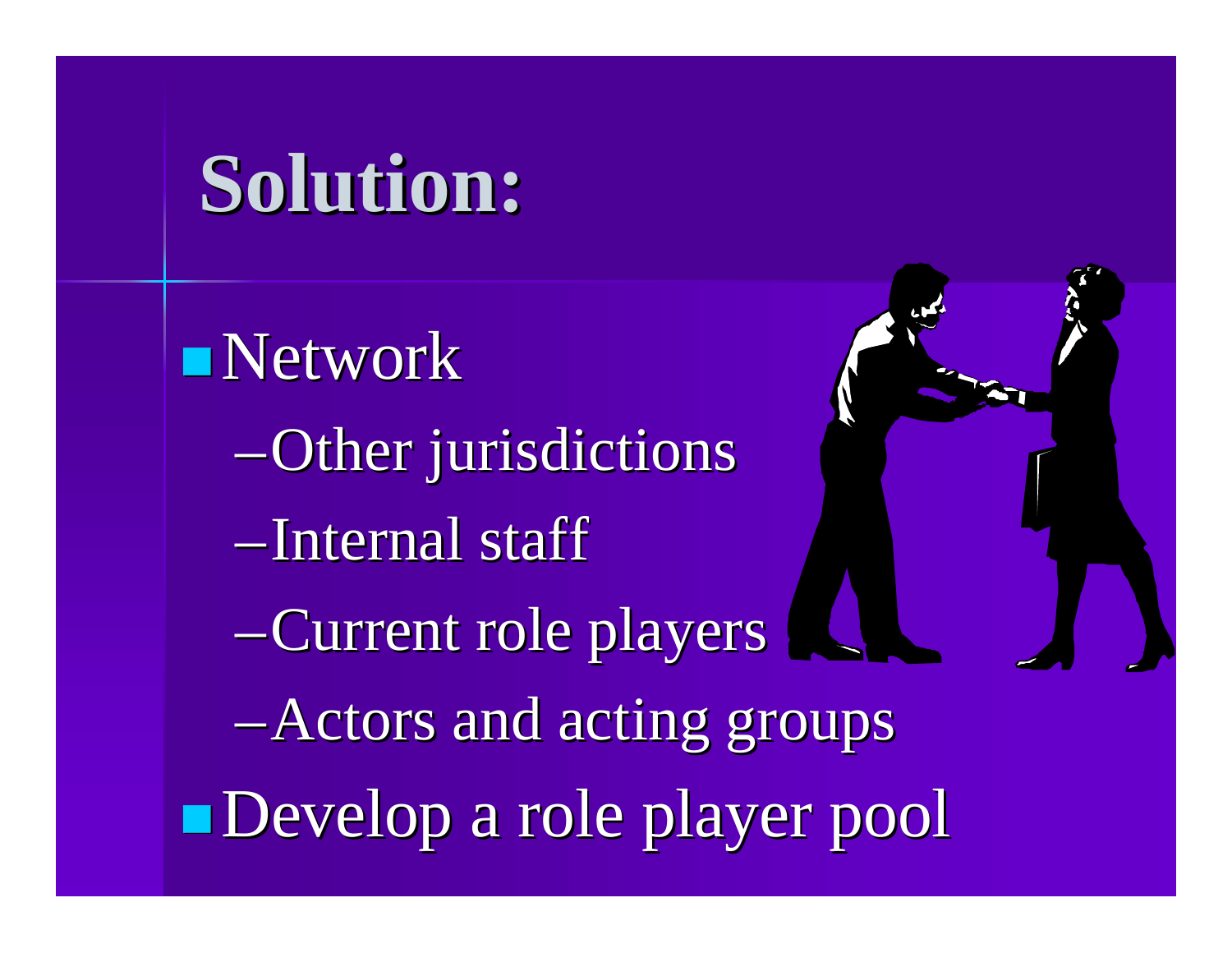# Solution:

- Network
  - Other jurisdictions
  - Internal staff
  - Current role players
  - Actors and acting groups
- Develop a role player pool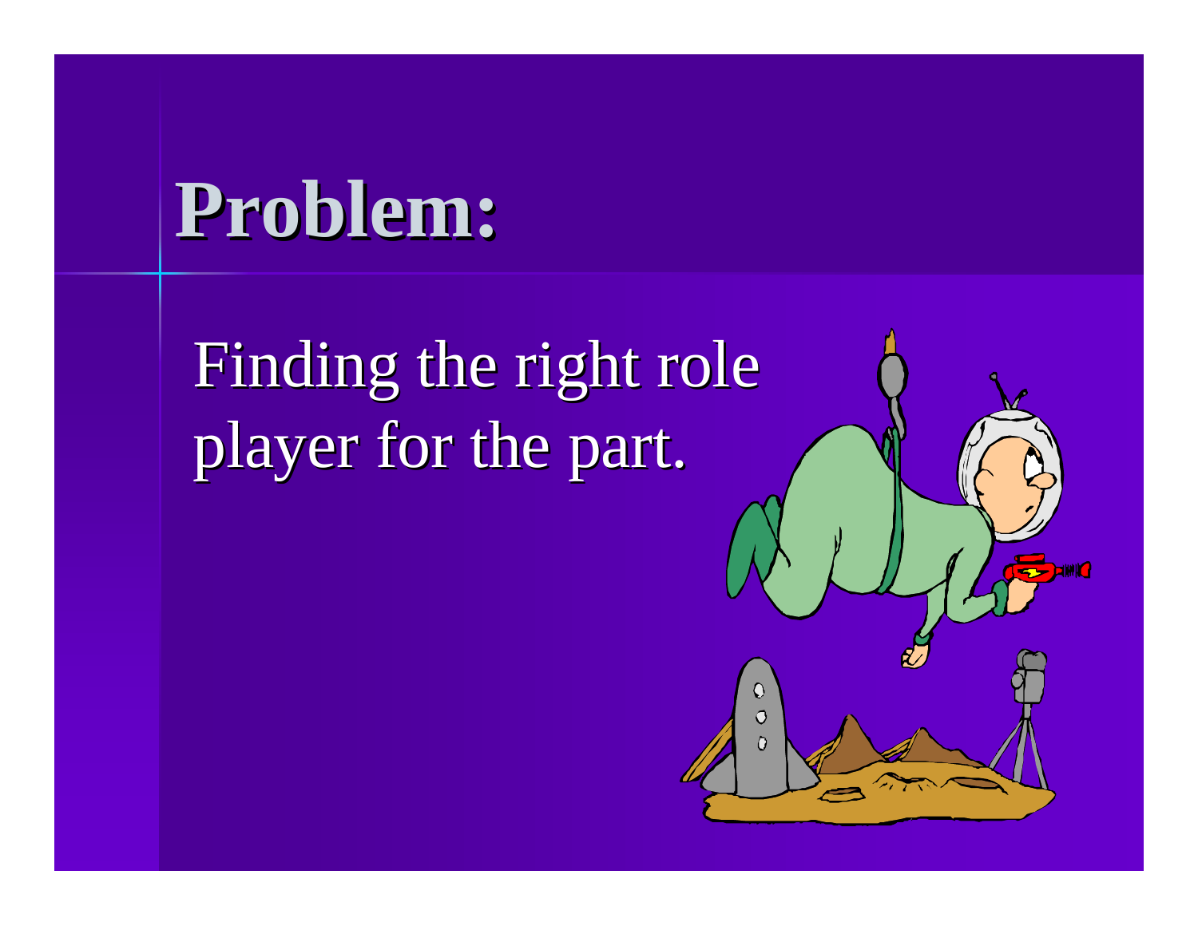# Problem:

Finding the right role player for the part.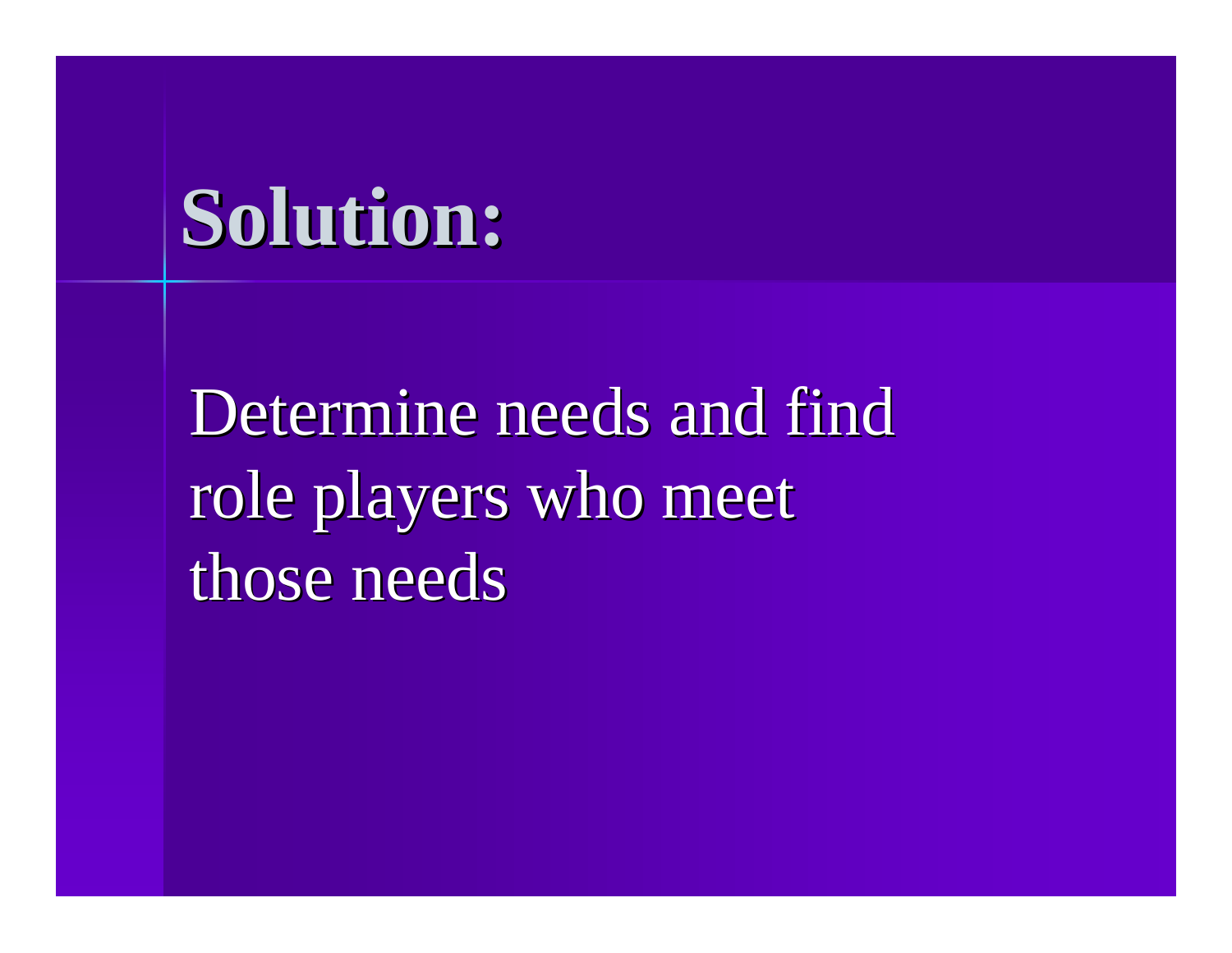# Solution:

Determine needs and find role players who meet those needs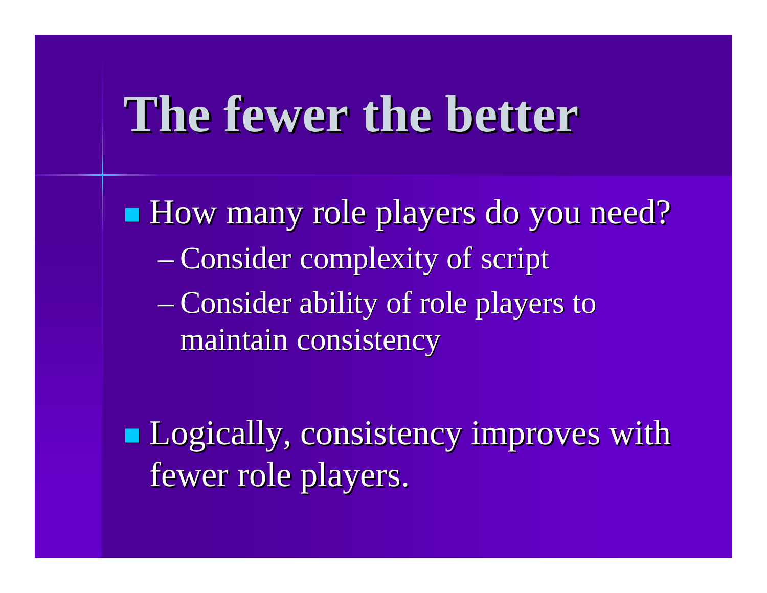# The fewer the better

- How many role players do you need?
  - Consider complexity of script
  - Consider ability of role players to maintain consistency

- Logically, consistency improves with fewer role players.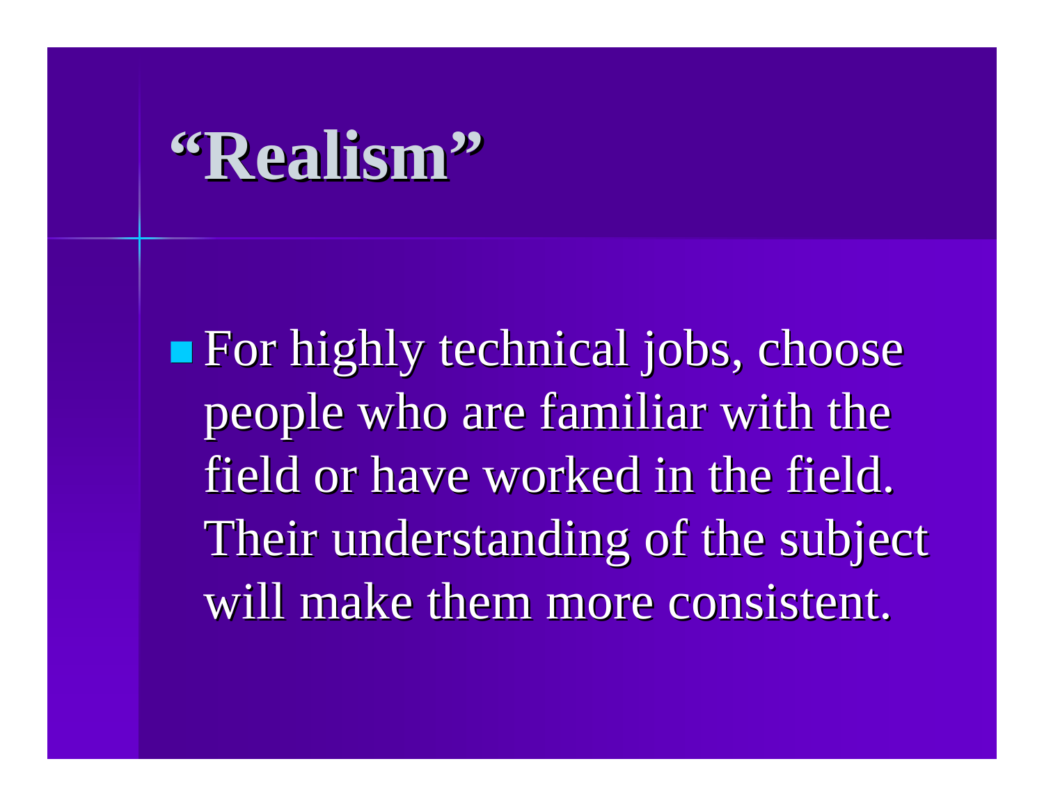# "Realism"

- For highly technical jobs, choose people who are familiar with the field or have worked in the field. Their understanding of the subject will make them more consistent.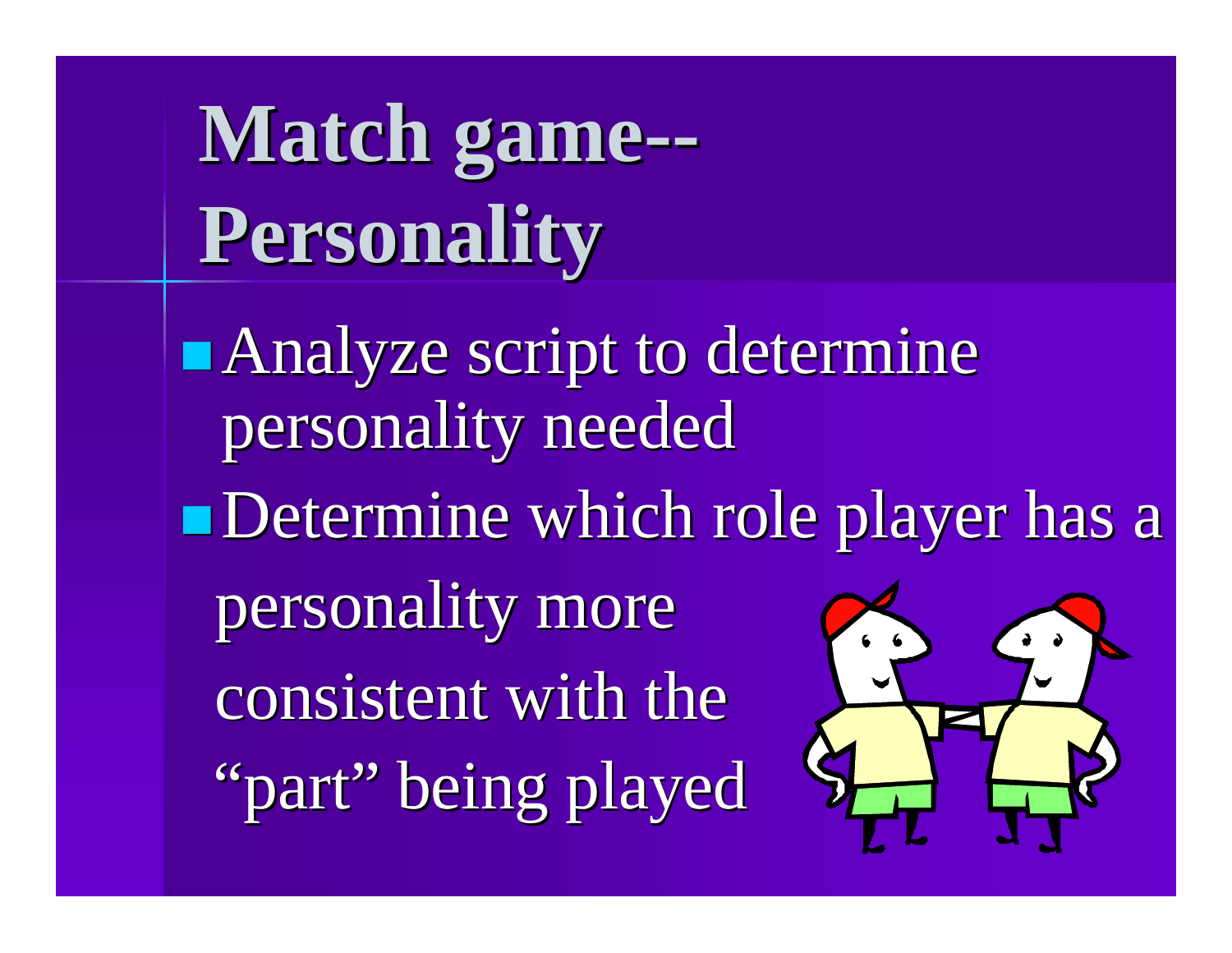# Match game--Personality

- Analyze script to determine personality needed
- Determine which role player has a personality more consistent with the "part" being played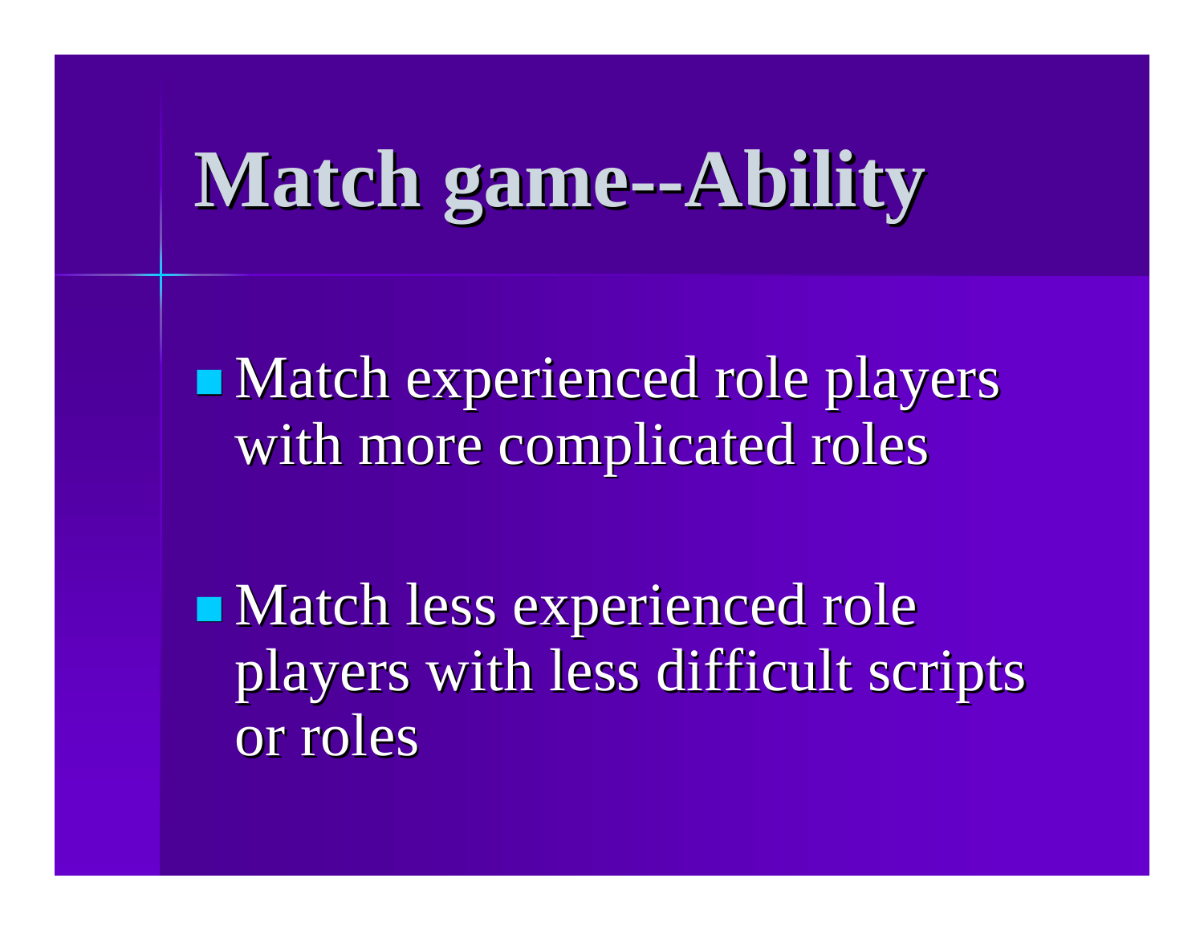# Match game--Ability

- Match experienced role players with more complicated roles

- Match less experienced role players with less difficult scripts or roles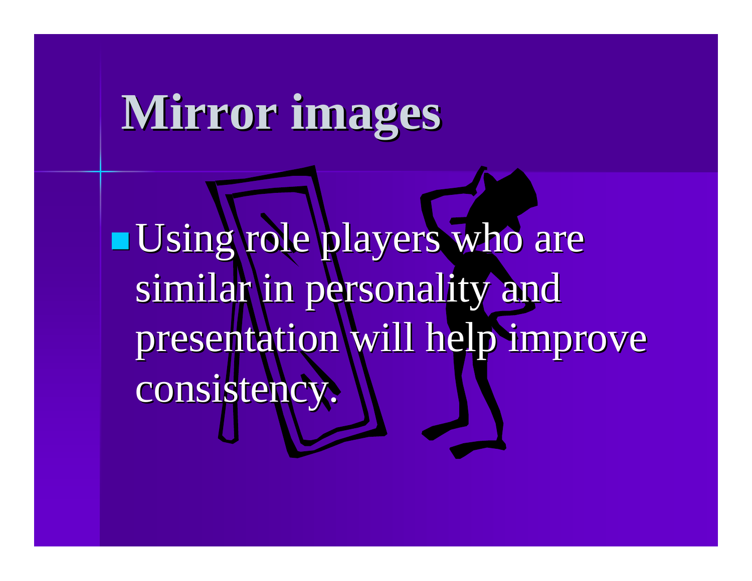# Mirror images

- Using role players who are similar in personality and presentation will help improve consistency.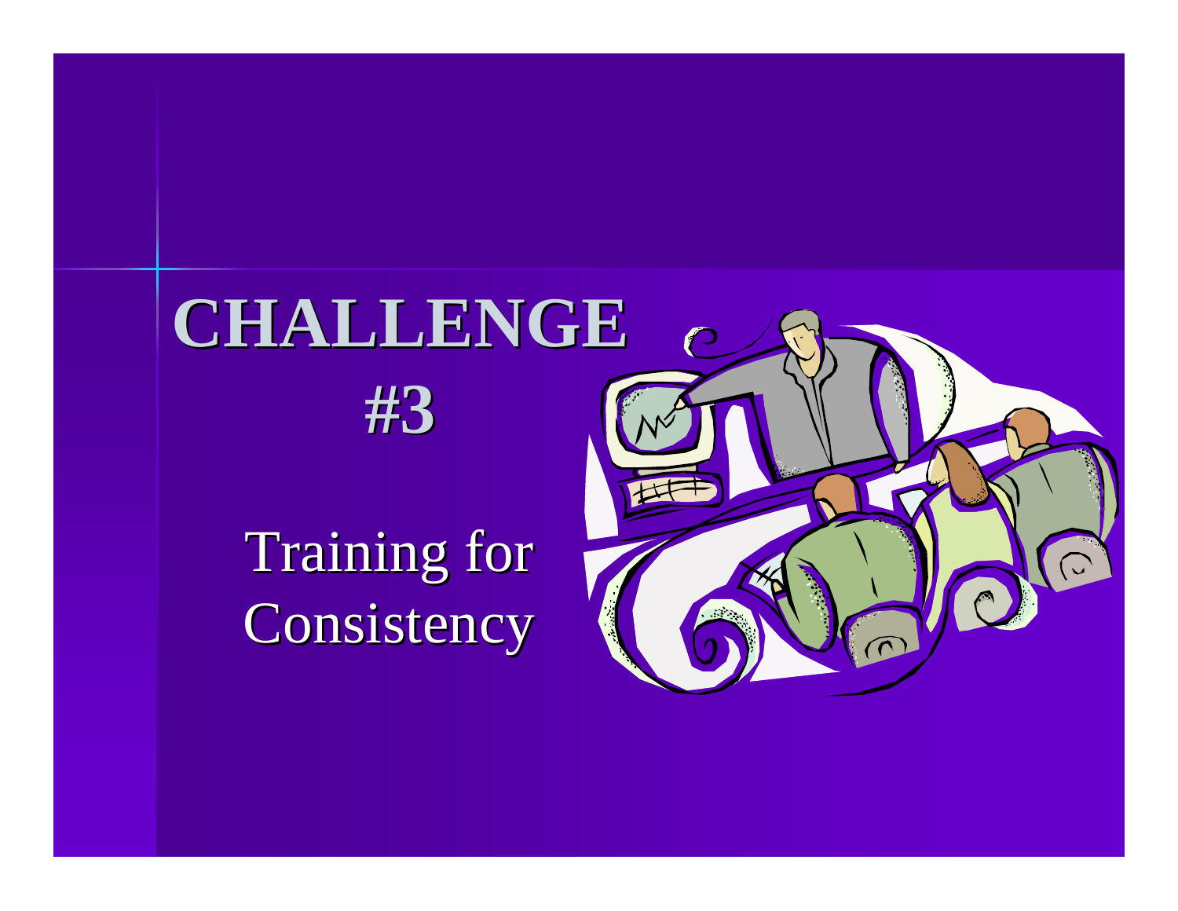# CHALLENGE #3

Training for Consistency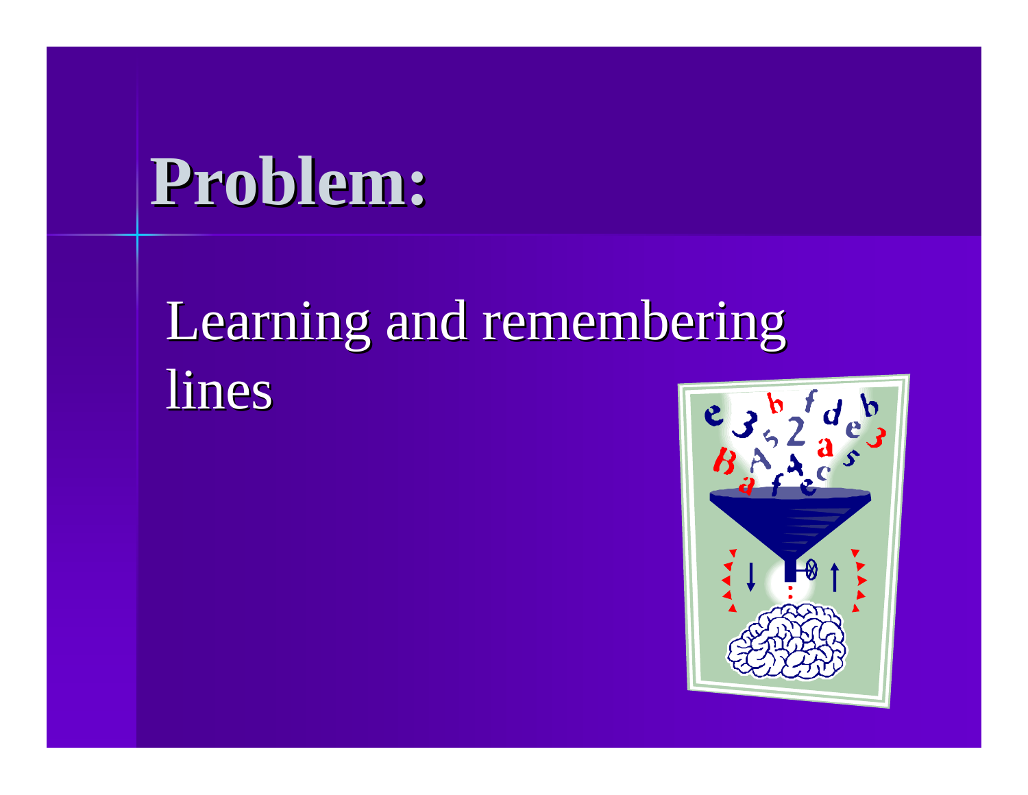# Problem:

Learning and remembering lines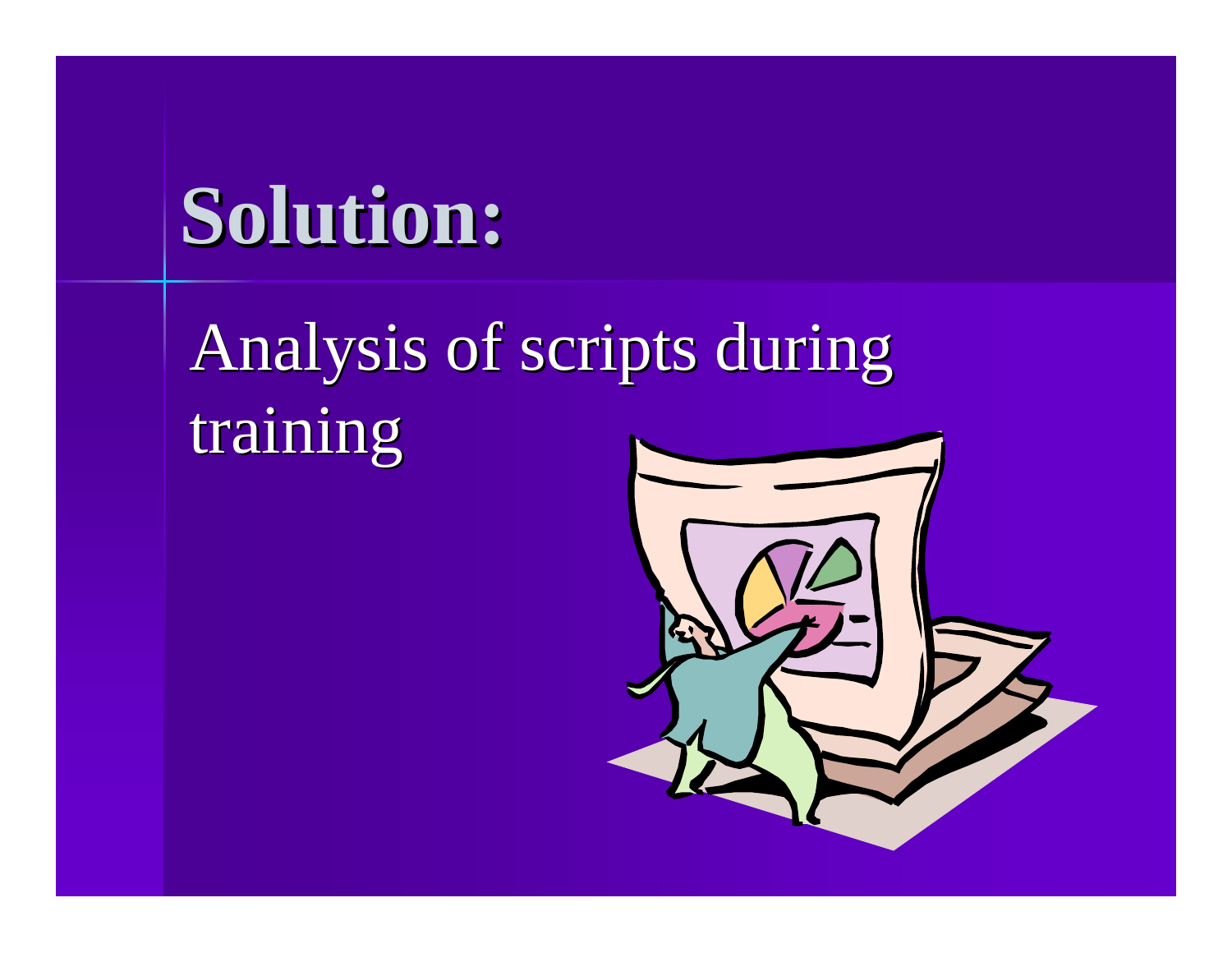# Solution:

Analysis of scripts during training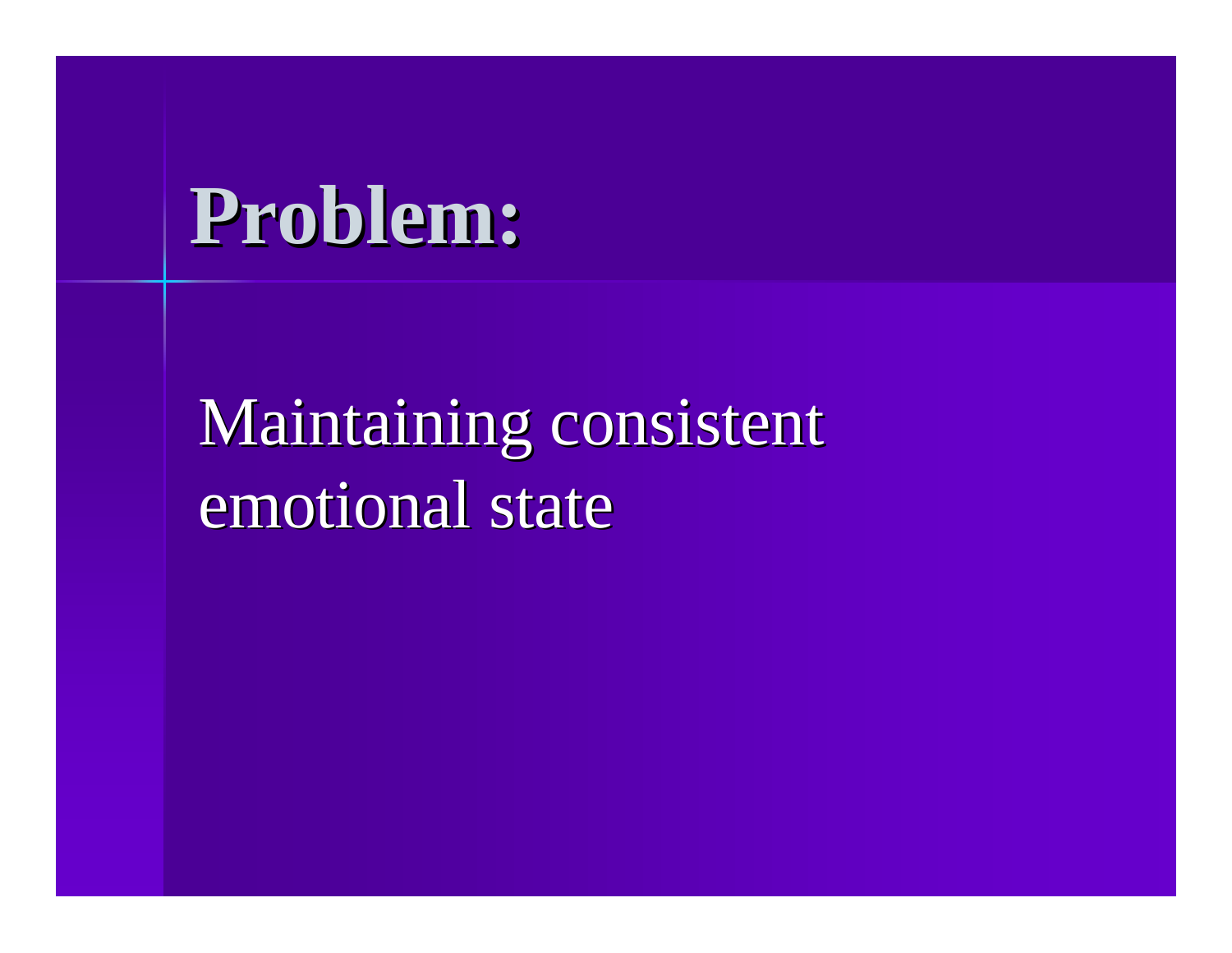# Problem:

Maintaining consistent emotional state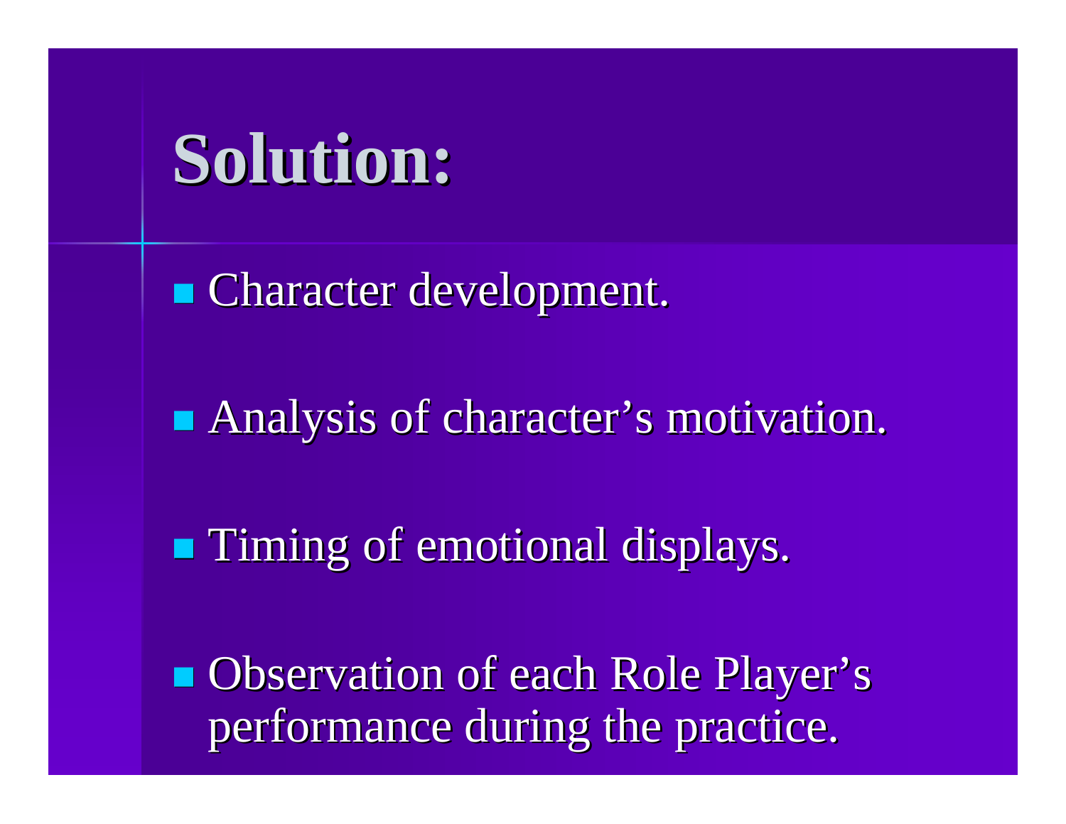# Solution:

- Character development.
- Analysis of character's motivation.
- Timing of emotional displays.
- Observation of each Role Player's performance during the practice.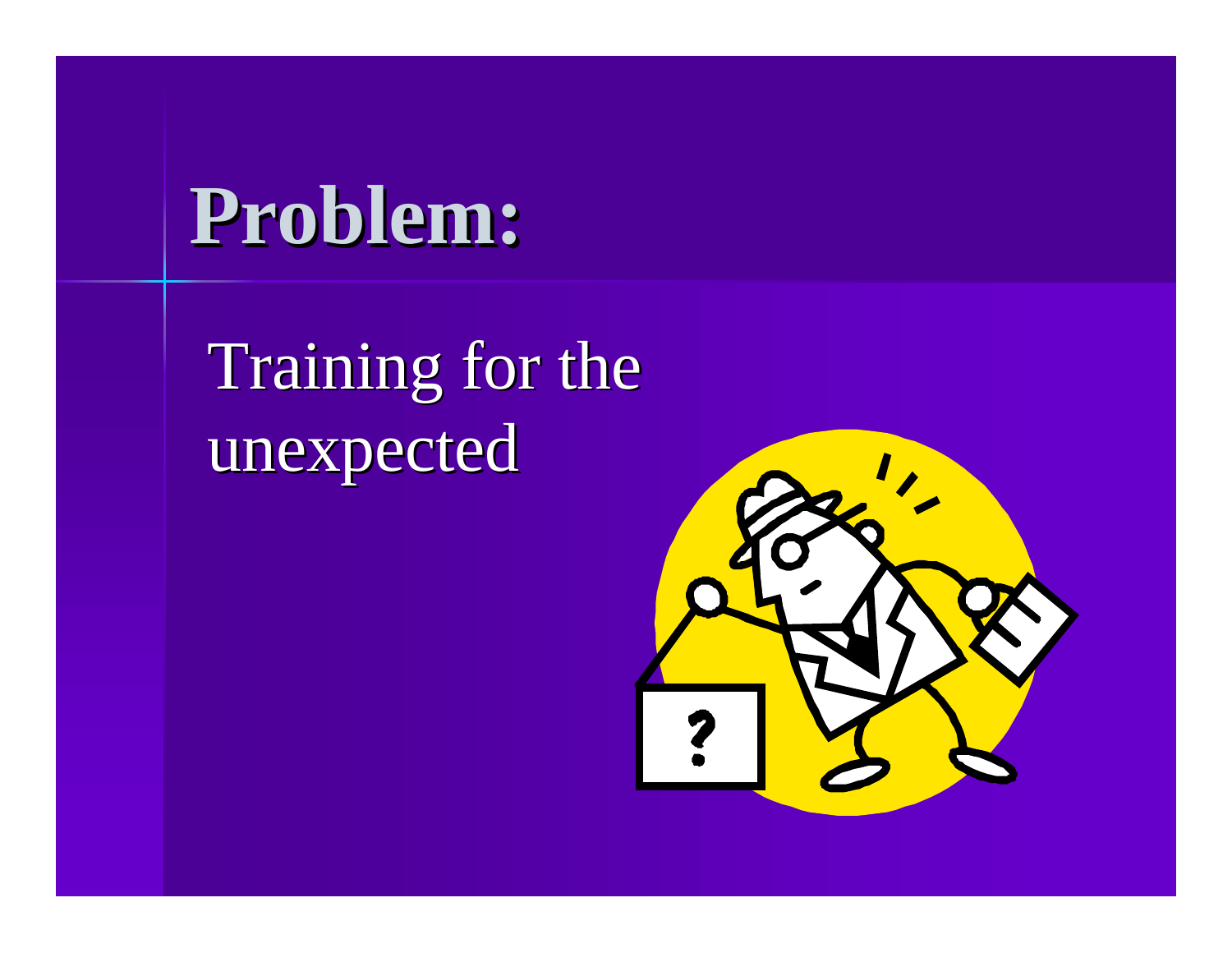# Problem:

Training for the unexpected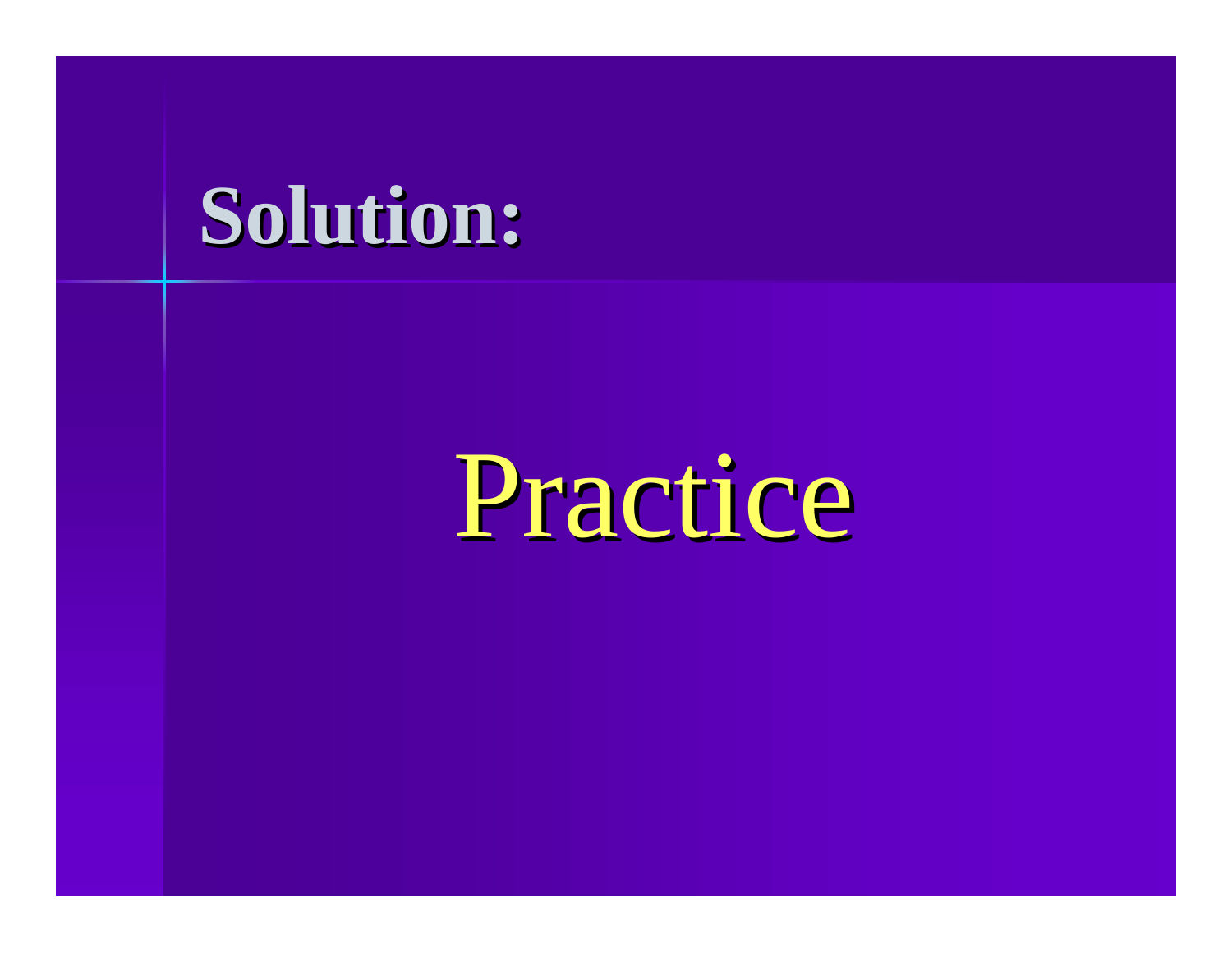# Solution:

Practice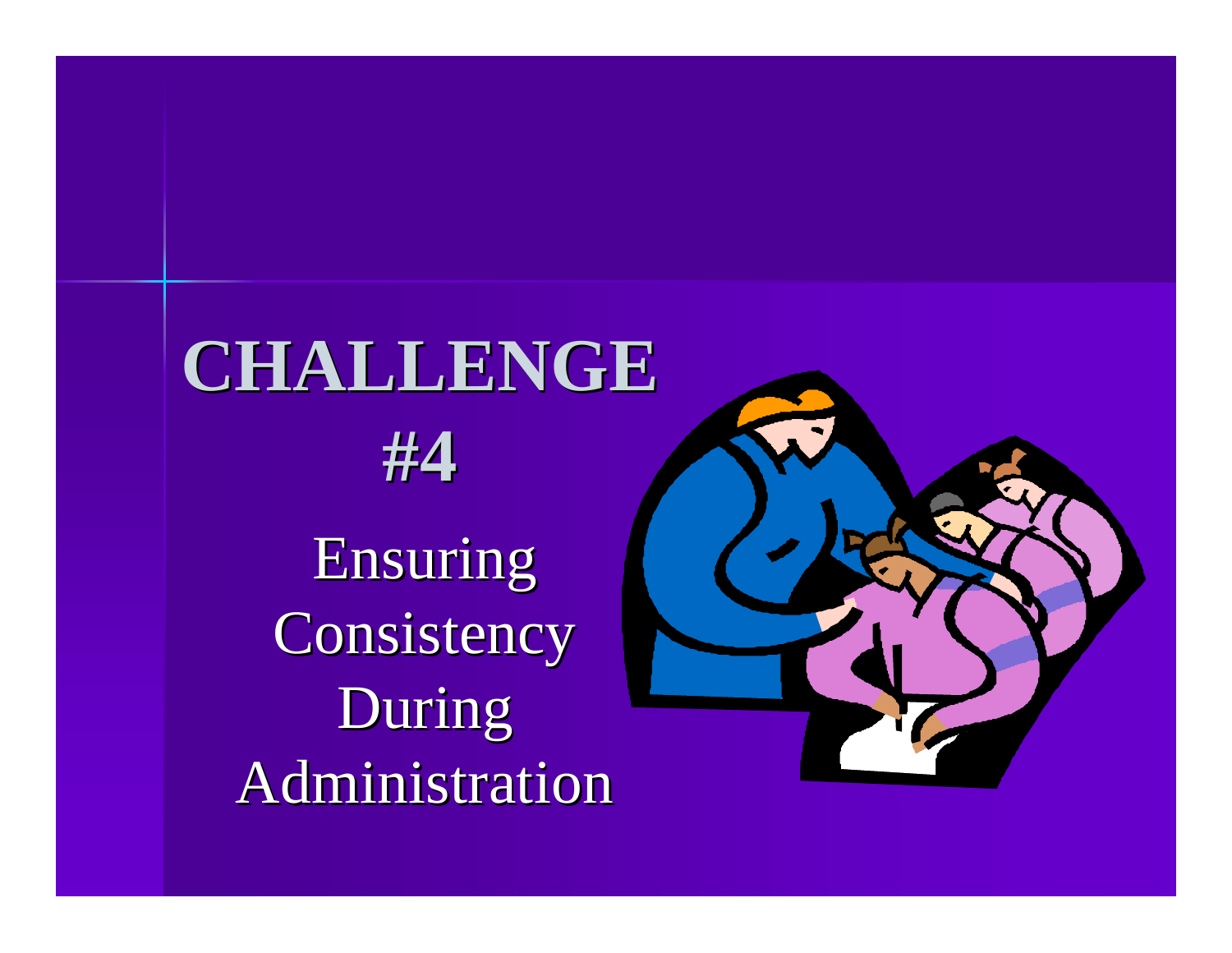# CHALLENGE #4

Ensuring Consistency During Administration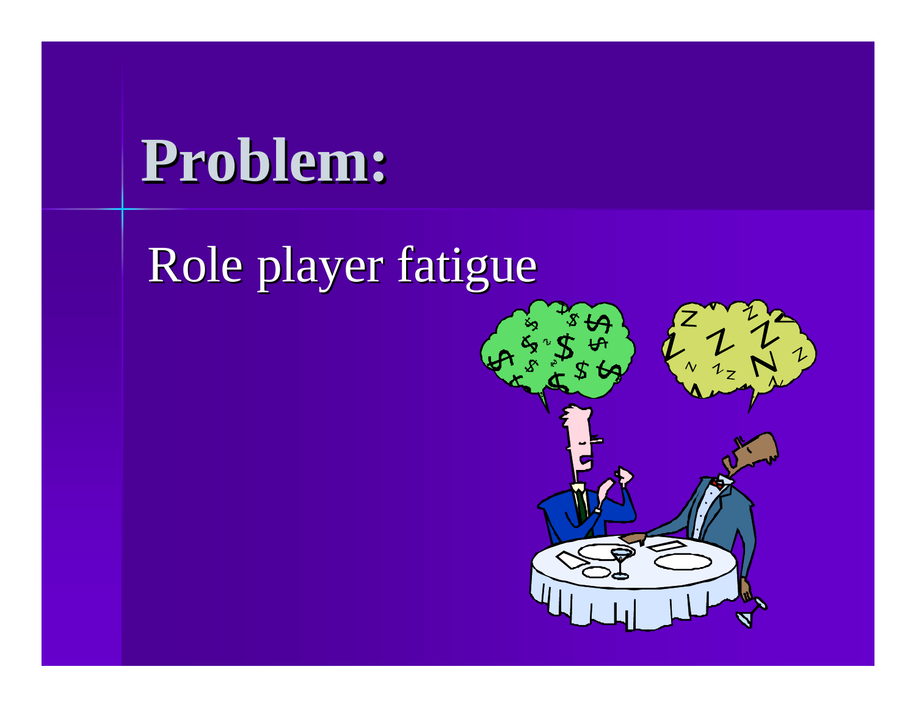# Problem:

Role player fatigue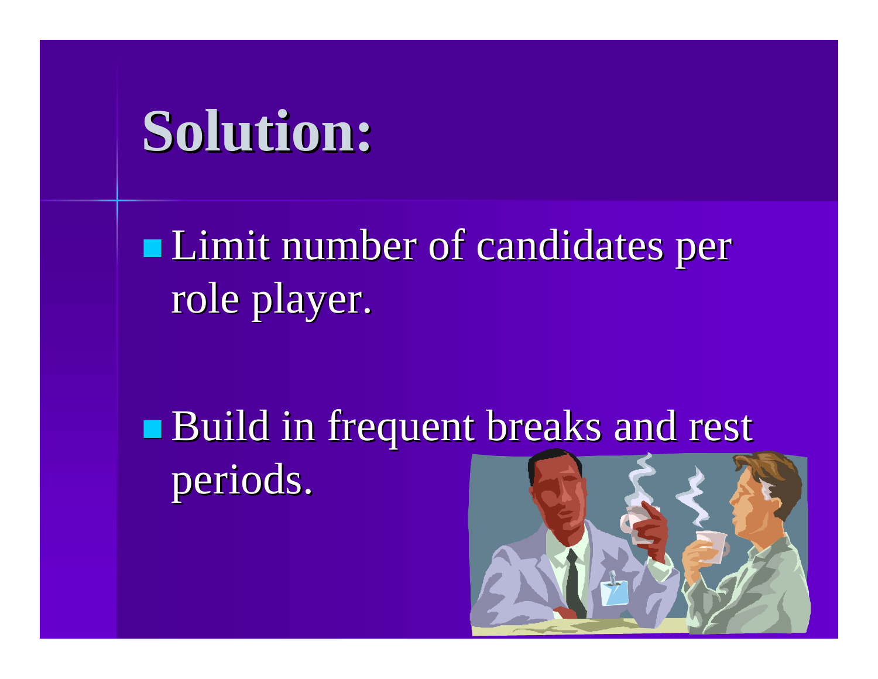# Solution:

- Limit number of candidates per role player.
- Build in frequent breaks and rest periods.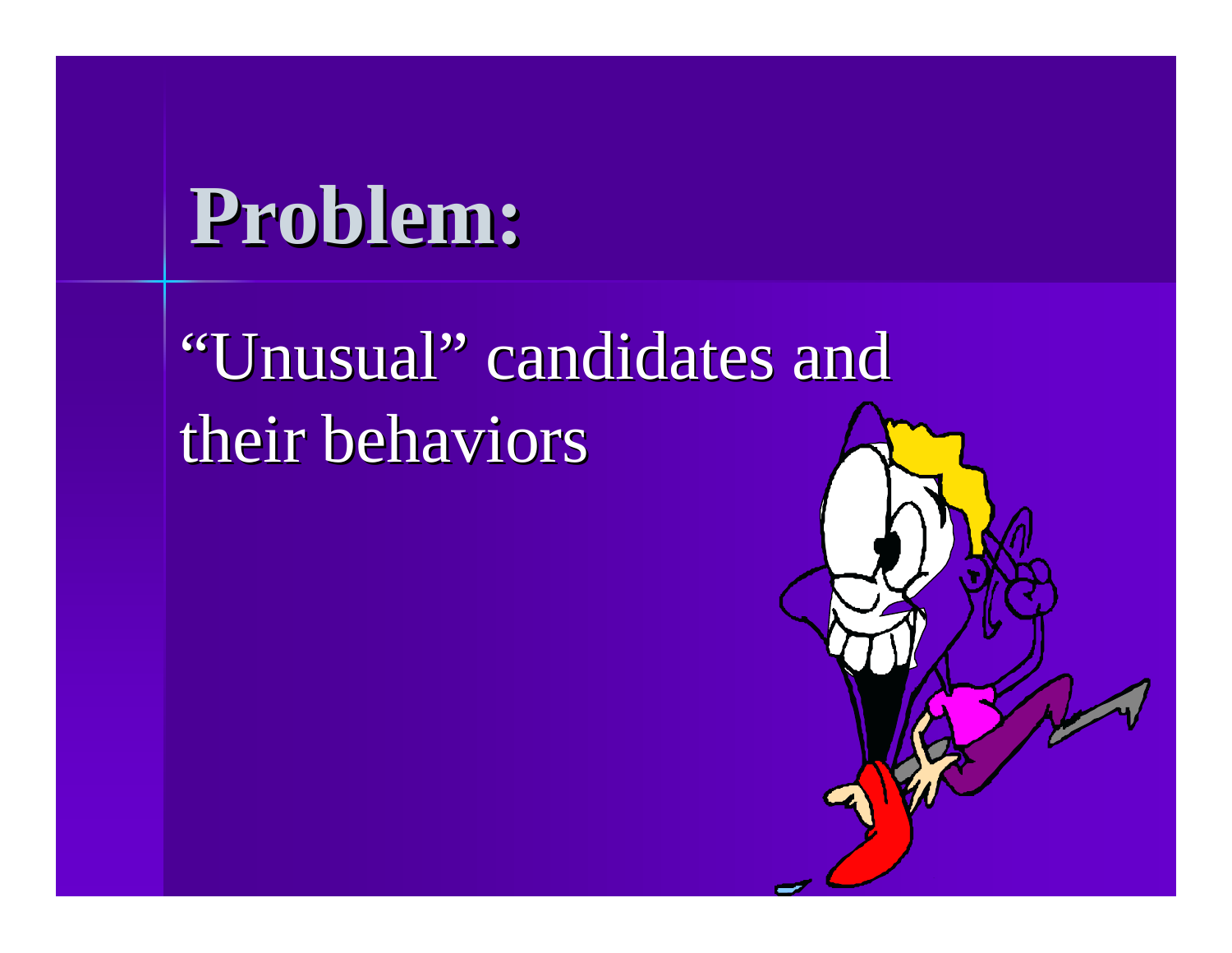# Problem:

“Unusual” candidates and their behaviors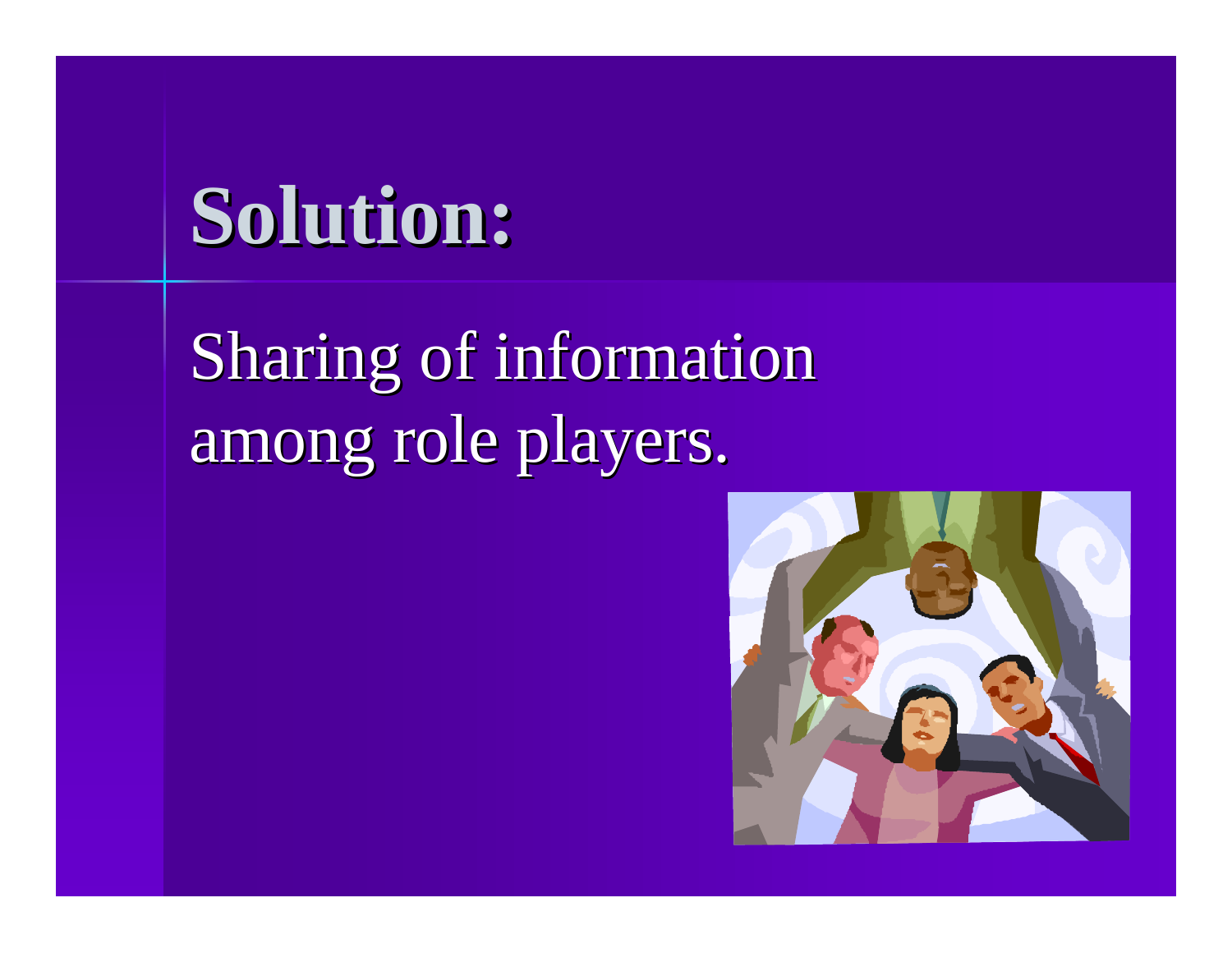# Solution:

Sharing of information among role players.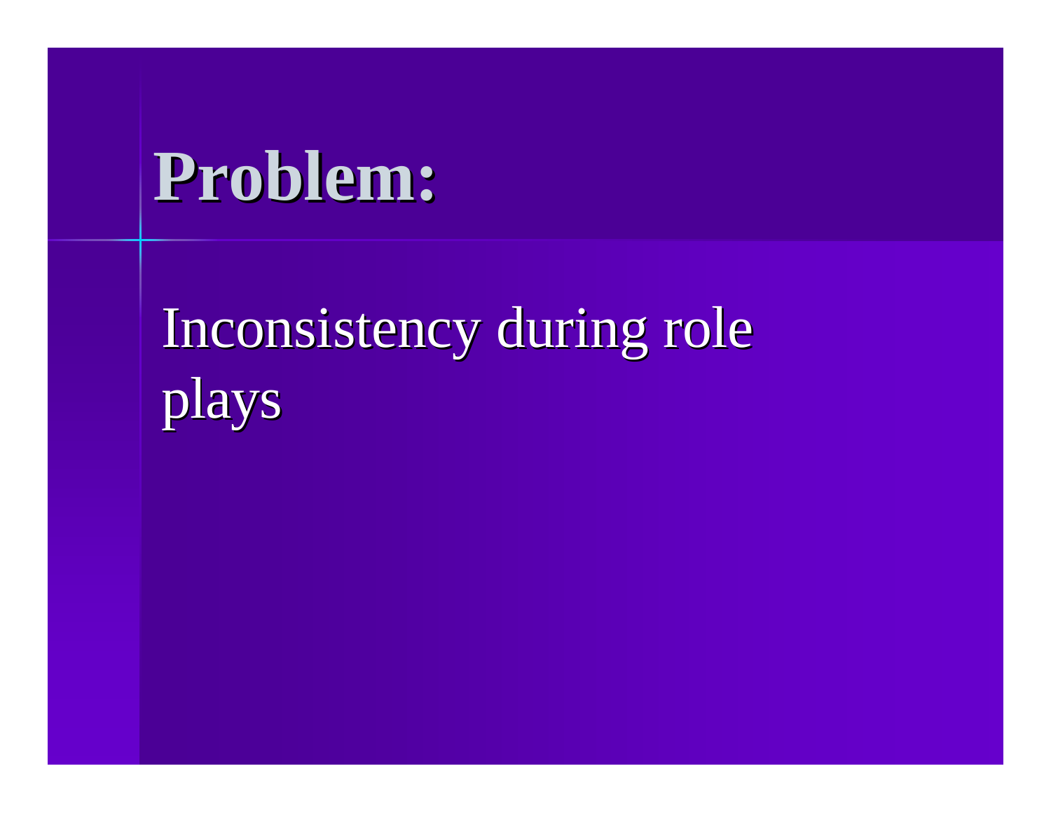# Problem:

Inconsistency during role plays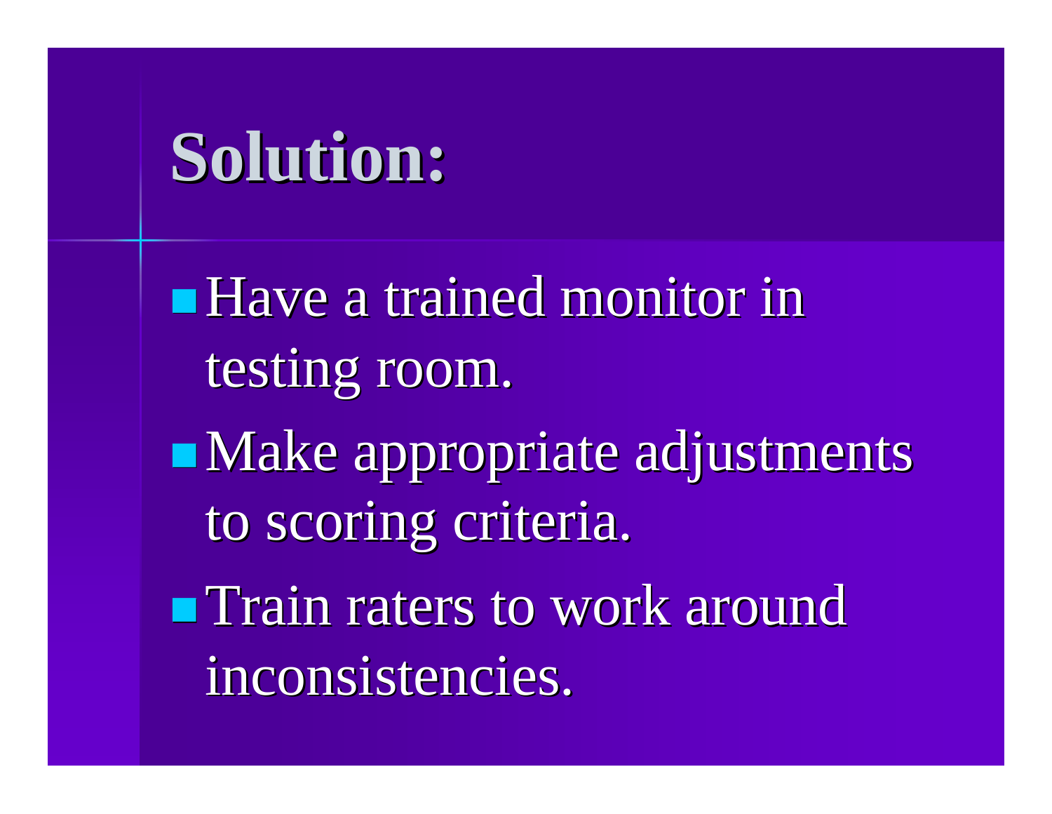# Solution:

- Have a trained monitor in testing room.
- Make appropriate adjustments to scoring criteria.
- Train raters to work around inconsistencies.